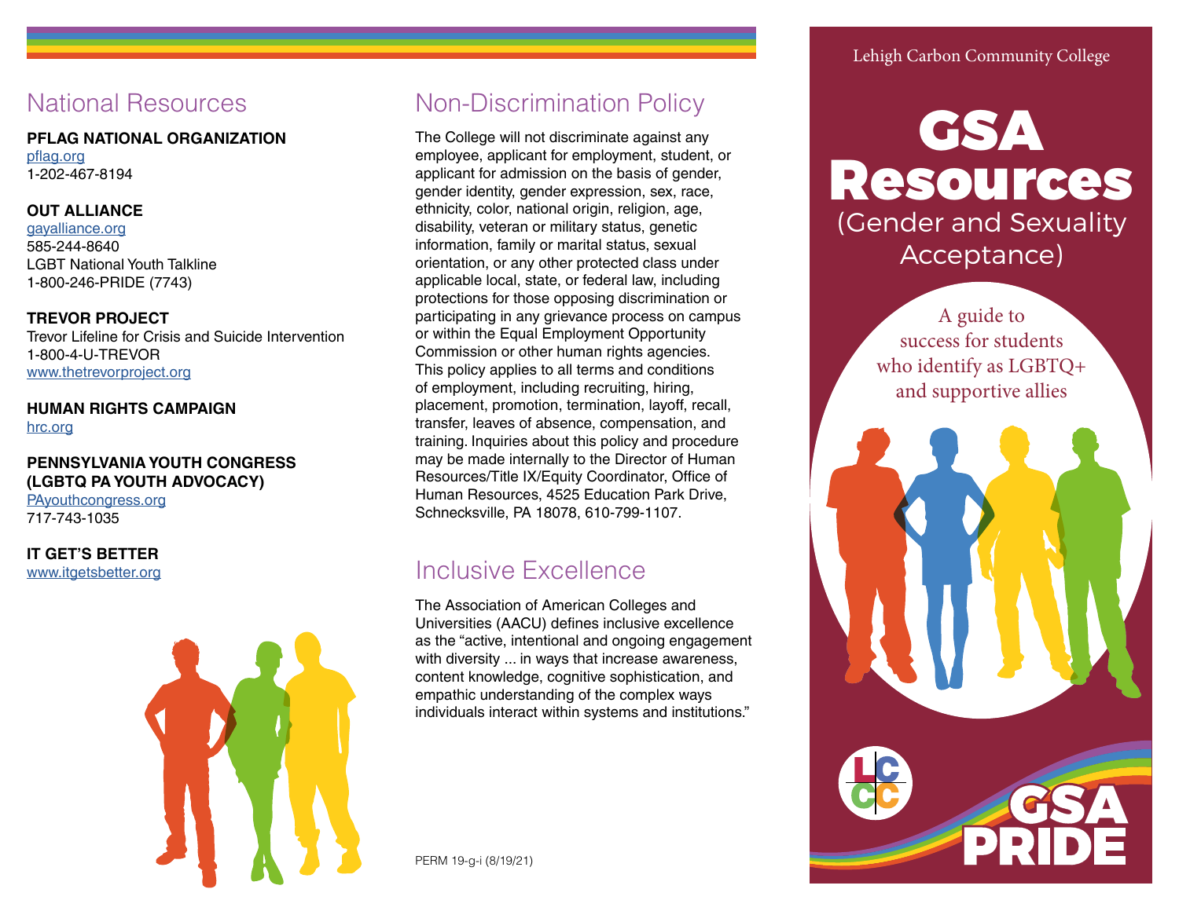## National Resources

**PFLAG NATIONAL ORGANIZATION**
pflag.org
1-202-467-8194

**OUT ALLIANCE**
gayalliance.org
585-244-8640
LGBT National Youth Talkline
1-800-246-PRIDE (7743)

**TREVOR PROJECT**
Trevor Lifeline for Crisis and Suicide Intervention
1-800-4-U-TREVOR
www.thetrevorproject.org

**HUMAN RIGHTS CAMPAIGN**
hrc.org

**PENNSYLVANIA YOUTH CONGRESS (LGBTQ PA YOUTH ADVOCACY)**
PAyouthcongress.org
717-743-1035

**IT GET'S BETTER**
www.itgetsbetter.org

## Non-Discrimination Policy

The College will not discriminate against any employee, applicant for employment, student, or applicant for admission on the basis of gender, gender identity, gender expression, sex, race, ethnicity, color, national origin, religion, age, disability, veteran or military status, genetic information, family or marital status, sexual orientation, or any other protected class under applicable local, state, or federal law, including protections for those opposing discrimination or participating in any grievance process on campus or within the Equal Employment Opportunity Commission or other human rights agencies. This policy applies to all terms and conditions of employment, including recruiting, hiring, placement, promotion, termination, layoff, recall, transfer, leaves of absence, compensation, and training. Inquiries about this policy and procedure may be made internally to the Director of Human Resources/Title IX/Equity Coordinator, Office of Human Resources, 4525 Education Park Drive, Schnecksville, PA 18078, 610-799-1107.

## Inclusive Excellence

The Association of American Colleges and Universities (AACU) defines inclusive excellence as the "active, intentional and ongoing engagement with diversity ... in ways that increase awareness, content knowledge, cognitive sophistication, and empathic understanding of the complex ways individuals interact within systems and institutions."

PERM 19-g-i (8/19/21)

Lehigh Carbon Community College

# GSA Resources
(Gender and Sexuality Acceptance)

A guide to success for students who identify as LGBTQ+ and supportive allies

LCCC

GSA PRIDE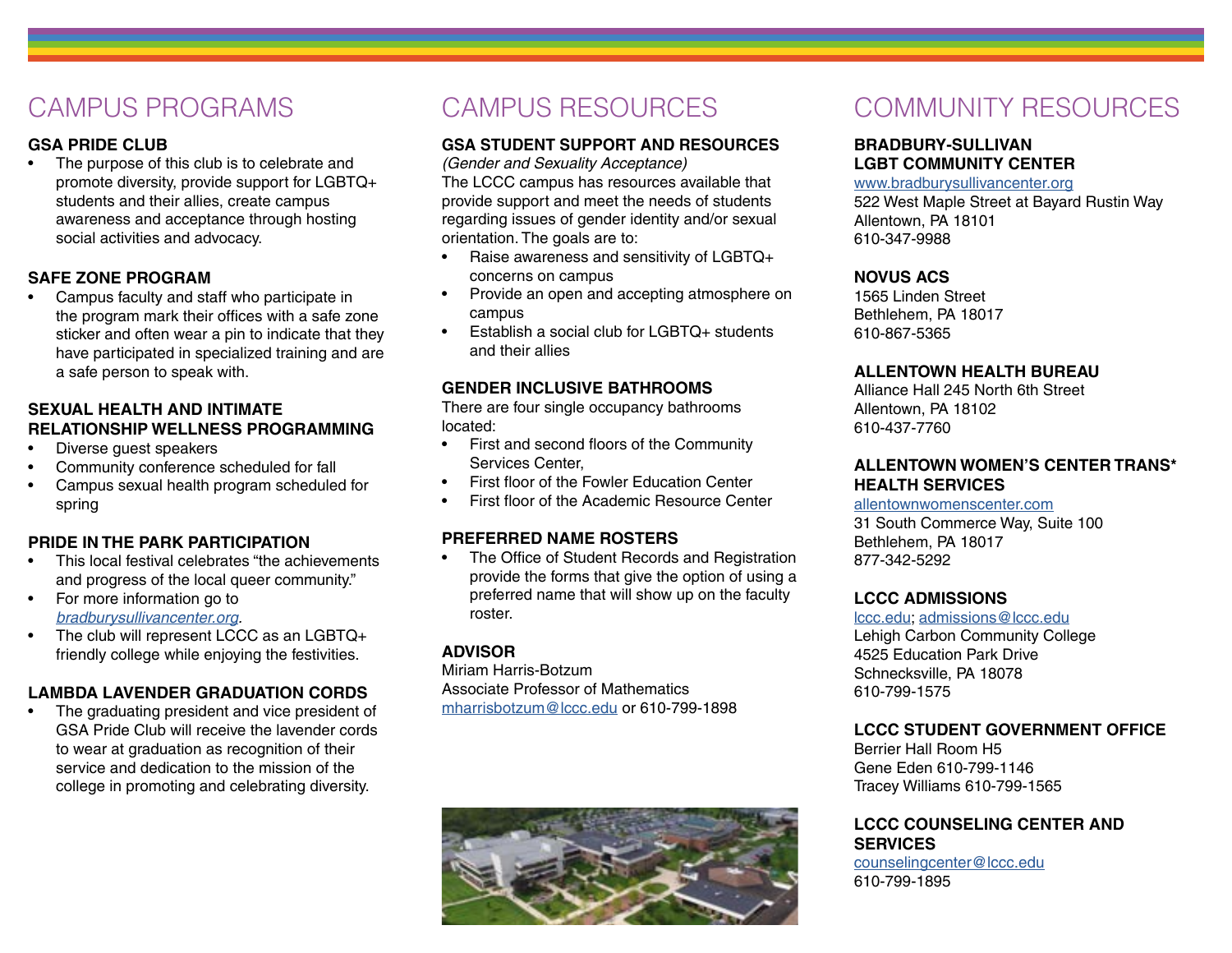# CAMPUS PROGRAMS

**GSA PRIDE CLUB**

- The purpose of this club is to celebrate and promote diversity, provide support for LGBTQ+ students and their allies, create campus awareness and acceptance through hosting social activities and advocacy.

**SAFE ZONE PROGRAM**

- Campus faculty and staff who participate in the program mark their offices with a safe zone sticker and often wear a pin to indicate that they have participated in specialized training and are a safe person to speak with.

**SEXUAL HEALTH AND INTIMATE RELATIONSHIP WELLNESS PROGRAMMING**

- Diverse guest speakers
- Community conference scheduled for fall
- Campus sexual health program scheduled for spring

**PRIDE IN THE PARK PARTICIPATION**

- This local festival celebrates "the achievements and progress of the local queer community."
- For more information go to *bradburysullivancenter.org*.
- The club will represent LCCC as an LGBTQ+ friendly college while enjoying the festivities.

**LAMBDA LAVENDER GRADUATION CORDS**

- The graduating president and vice president of GSA Pride Club will receive the lavender cords to wear at graduation as recognition of their service and dedication to the mission of the college in promoting and celebrating diversity.

# CAMPUS RESOURCES

**GSA STUDENT SUPPORT AND RESOURCES**

*(Gender and Sexuality Acceptance)*

The LCCC campus has resources available that provide support and meet the needs of students regarding issues of gender identity and/or sexual orientation. The goals are to:

- Raise awareness and sensitivity of LGBTQ+ concerns on campus
- Provide an open and accepting atmosphere on campus
- Establish a social club for LGBTQ+ students and their allies

**GENDER INCLUSIVE BATHROOMS**

There are four single occupancy bathrooms located:

- First and second floors of the Community Services Center,
- First floor of the Fowler Education Center
- First floor of the Academic Resource Center

**PREFERRED NAME ROSTERS**

- The Office of Student Records and Registration provide the forms that give the option of using a preferred name that will show up on the faculty roster.

**ADVISOR**

Miriam Harris-Botzum
Associate Professor of Mathematics
mharrisbotzum@lccc.edu or 610-799-1898

# COMMUNITY RESOURCES

**BRADBURY-SULLIVAN LGBT COMMUNITY CENTER**

www.bradburysullivancenter.org
522 West Maple Street at Bayard Rustin Way
Allentown, PA 18101
610-347-9988

**NOVUS ACS**

1565 Linden Street
Bethlehem, PA 18017
610-867-5365

**ALLENTOWN HEALTH BUREAU**

Alliance Hall 245 North 6th Street
Allentown, PA 18102
610-437-7760

**ALLENTOWN WOMEN'S CENTER TRANS* HEALTH SERVICES**

allentownwomenscenter.com
31 South Commerce Way, Suite 100
Bethlehem, PA 18017
877-342-5292

**LCCC ADMISSIONS**

lccc.edu; admissions@lccc.edu
Lehigh Carbon Community College
4525 Education Park Drive
Schnecksville, PA 18078
610-799-1575

**LCCC STUDENT GOVERNMENT OFFICE**

Berrier Hall Room H5
Gene Eden 610-799-1146
Tracey Williams 610-799-1565

**LCCC COUNSELING CENTER AND SERVICES**

counselingcenter@lccc.edu
610-799-1895